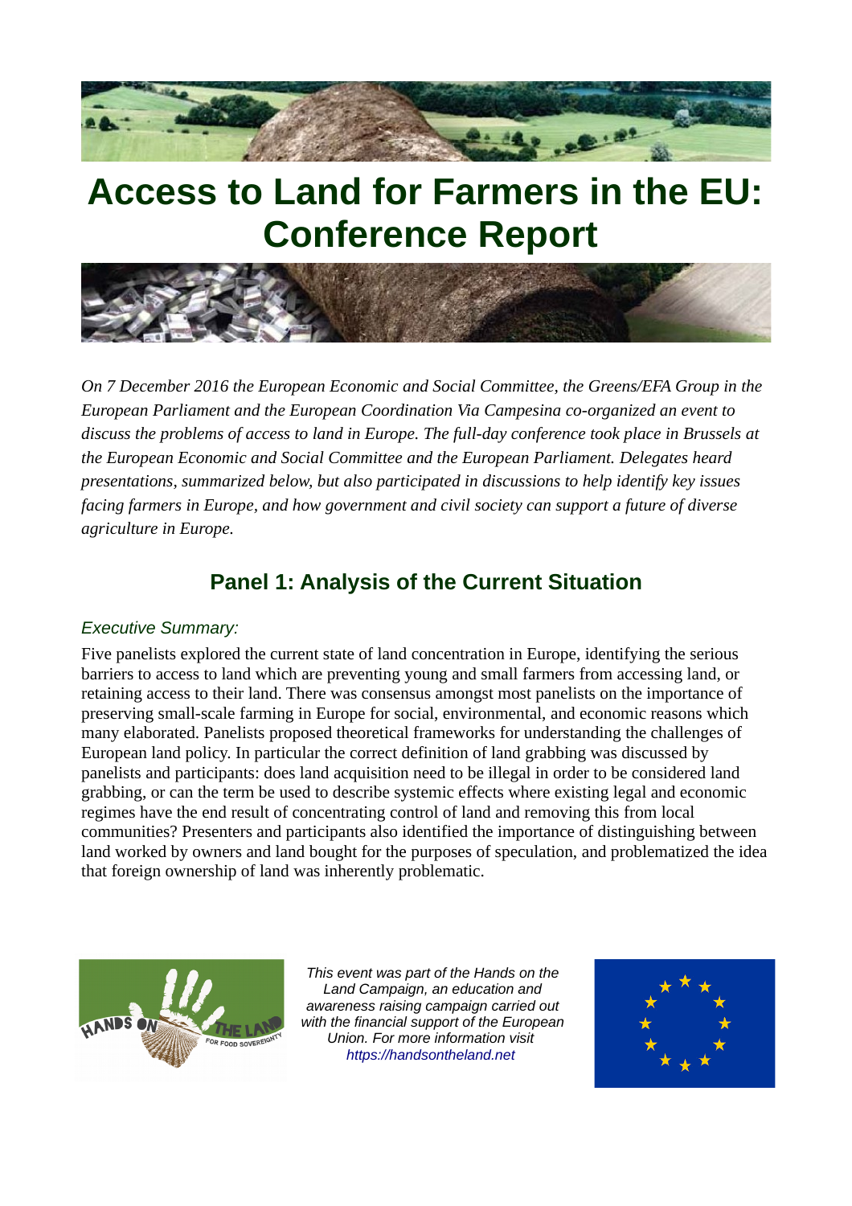# Access to Land for Farmers in the EU: Conference Report

*On 7 December 2016 the European Economic and Social Committee, the Greens/EFA Group in the European Parliament and the European Coordination Via Campesina co-organized an event to discuss the problems of access to land in Europe. The full-day conference took place in Brussels at the European Economic and Social Committee and the European Parliament. Delegates heard presentations, summarized below, but also participated in discussions to help identify key issues facing farmers in Europe, and how government and civil society can support a future of diverse agriculture in Europe.*

## Panel 1: Analysis of the Current Situation

*Executive Summary:*

Five panelists explored the current state of land concentration in Europe, identifying the serious barriers to access to land which are preventing young and small farmers from accessing land, or retaining access to their land. There was consensus amongst most panelists on the importance of preserving small-scale farming in Europe for social, environmental, and economic reasons which many elaborated. Panelists proposed theoretical frameworks for understanding the challenges of European land policy. In particular the correct definition of land grabbing was discussed by panelists and participants: does land acquisition need to be illegal in order to be considered land grabbing, or can the term be used to describe systemic effects where existing legal and economic regimes have the end result of concentrating control of land and removing this from local communities? Presenters and participants also identified the importance of distinguishing between land worked by owners and land bought for the purposes of speculation, and problematized the idea that foreign ownership of land was inherently problematic.

*This event was part of the Hands on the Land Campaign, an education and awareness raising campaign carried out with the financial support of the European Union. For more information visit https://handsontheland.net*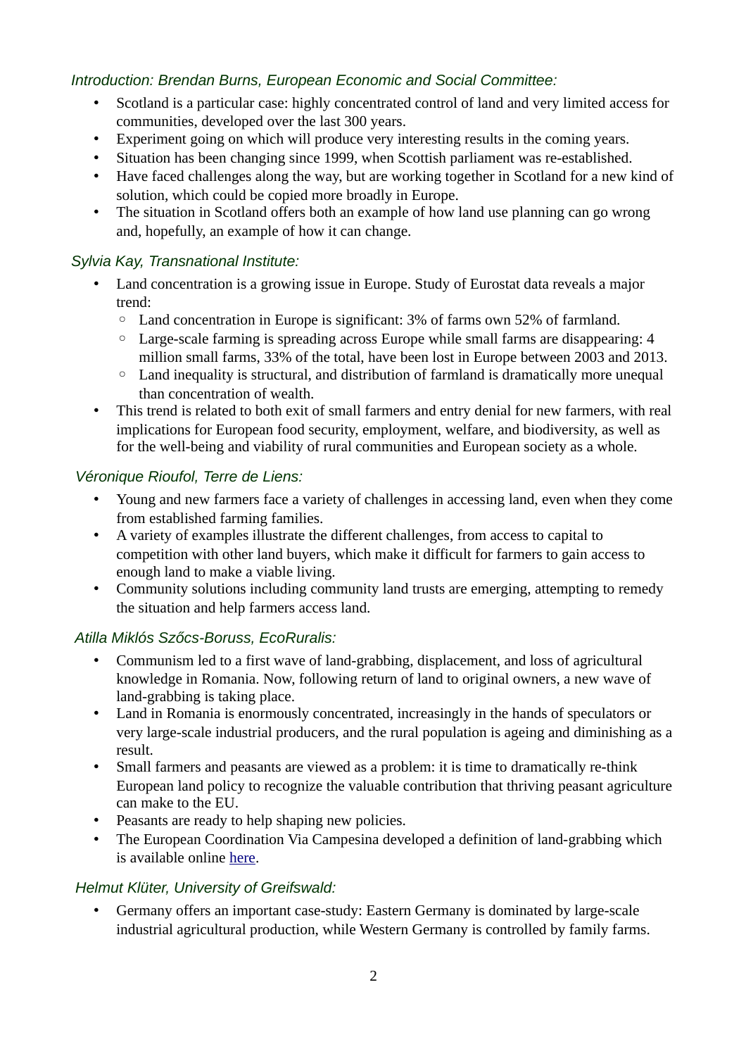*Introduction: Brendan Burns, European Economic and Social Committee:*

- Scotland is a particular case: highly concentrated control of land and very limited access for communities, developed over the last 300 years.
- Experiment going on which will produce very interesting results in the coming years.
- Situation has been changing since 1999, when Scottish parliament was re-established.
- Have faced challenges along the way, but are working together in Scotland for a new kind of solution, which could be copied more broadly in Europe.
- The situation in Scotland offers both an example of how land use planning can go wrong and, hopefully, an example of how it can change.

*Sylvia Kay, Transnational Institute:*

- Land concentration is a growing issue in Europe. Study of Eurostat data reveals a major trend:
  - Land concentration in Europe is significant: 3% of farms own 52% of farmland.
  - Large-scale farming is spreading across Europe while small farms are disappearing: 4 million small farms, 33% of the total, have been lost in Europe between 2003 and 2013.
  - Land inequality is structural, and distribution of farmland is dramatically more unequal than concentration of wealth.
- This trend is related to both exit of small farmers and entry denial for new farmers, with real implications for European food security, employment, welfare, and biodiversity, as well as for the well-being and viability of rural communities and European society as a whole.

*Véronique Rioufol, Terre de Liens:*

- Young and new farmers face a variety of challenges in accessing land, even when they come from established farming families.
- A variety of examples illustrate the different challenges, from access to capital to competition with other land buyers, which make it difficult for farmers to gain access to enough land to make a viable living.
- Community solutions including community land trusts are emerging, attempting to remedy the situation and help farmers access land.

*Atilla Miklós Szőcs-Boruss, EcoRuralis:*

- Communism led to a first wave of land-grabbing, displacement, and loss of agricultural knowledge in Romania. Now, following return of land to original owners, a new wave of land-grabbing is taking place.
- Land in Romania is enormously concentrated, increasingly in the hands of speculators or very large-scale industrial producers, and the rural population is ageing and diminishing as a result.
- Small farmers and peasants are viewed as a problem: it is time to dramatically re-think European land policy to recognize the valuable contribution that thriving peasant agriculture can make to the EU.
- Peasants are ready to help shaping new policies.
- The European Coordination Via Campesina developed a definition of land-grabbing which is available online here.

*Helmut Klüter, University of Greifswald:*

- Germany offers an important case-study: Eastern Germany is dominated by large-scale industrial agricultural production, while Western Germany is controlled by family farms.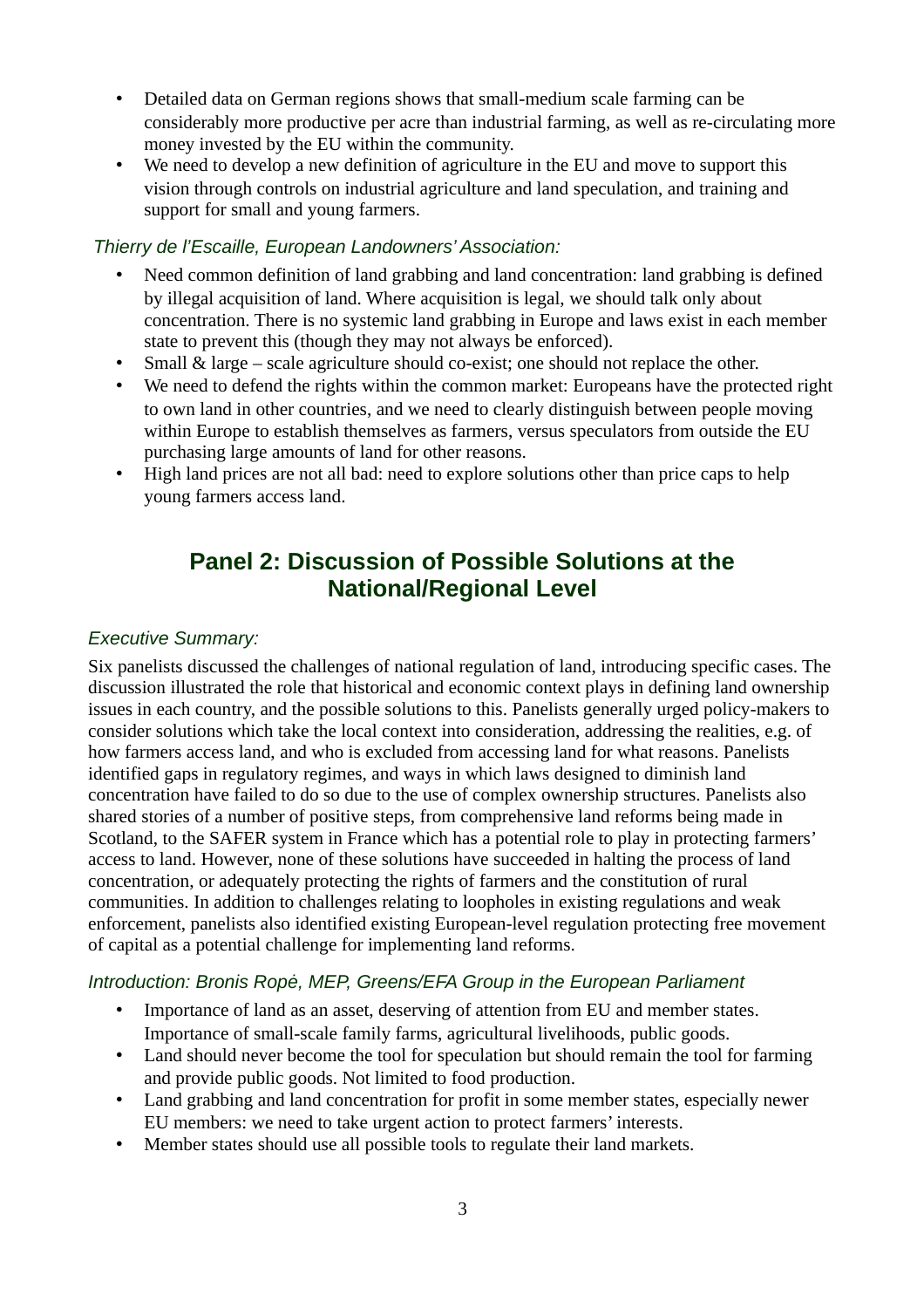- Detailed data on German regions shows that small-medium scale farming can be considerably more productive per acre than industrial farming, as well as re-circulating more money invested by the EU within the community.
- We need to develop a new definition of agriculture in the EU and move to support this vision through controls on industrial agriculture and land speculation, and training and support for small and young farmers.

*Thierry de l'Escaille, European Landowners' Association:*

- Need common definition of land grabbing and land concentration: land grabbing is defined by illegal acquisition of land. Where acquisition is legal, we should talk only about concentration. There is no systemic land grabbing in Europe and laws exist in each member state to prevent this (though they may not always be enforced).
- Small & large – scale agriculture should co-exist; one should not replace the other.
- We need to defend the rights within the common market: Europeans have the protected right to own land in other countries, and we need to clearly distinguish between people moving within Europe to establish themselves as farmers, versus speculators from outside the EU purchasing large amounts of land for other reasons.
- High land prices are not all bad: need to explore solutions other than price caps to help young farmers access land.

## Panel 2: Discussion of Possible Solutions at the National/Regional Level

*Executive Summary:*

Six panelists discussed the challenges of national regulation of land, introducing specific cases. The discussion illustrated the role that historical and economic context plays in defining land ownership issues in each country, and the possible solutions to this. Panelists generally urged policy-makers to consider solutions which take the local context into consideration, addressing the realities, e.g. of how farmers access land, and who is excluded from accessing land for what reasons. Panelists identified gaps in regulatory regimes, and ways in which laws designed to diminish land concentration have failed to do so due to the use of complex ownership structures. Panelists also shared stories of a number of positive steps, from comprehensive land reforms being made in Scotland, to the SAFER system in France which has a potential role to play in protecting farmers' access to land. However, none of these solutions have succeeded in halting the process of land concentration, or adequately protecting the rights of farmers and the constitution of rural communities. In addition to challenges relating to loopholes in existing regulations and weak enforcement, panelists also identified existing European-level regulation protecting free movement of capital as a potential challenge for implementing land reforms.

*Introduction: Bronis Ropė, MEP, Greens/EFA Group in the European Parliament*

- Importance of land as an asset, deserving of attention from EU and member states. Importance of small-scale family farms, agricultural livelihoods, public goods.
- Land should never become the tool for speculation but should remain the tool for farming and provide public goods. Not limited to food production.
- Land grabbing and land concentration for profit in some member states, especially newer EU members: we need to take urgent action to protect farmers' interests.
- Member states should use all possible tools to regulate their land markets.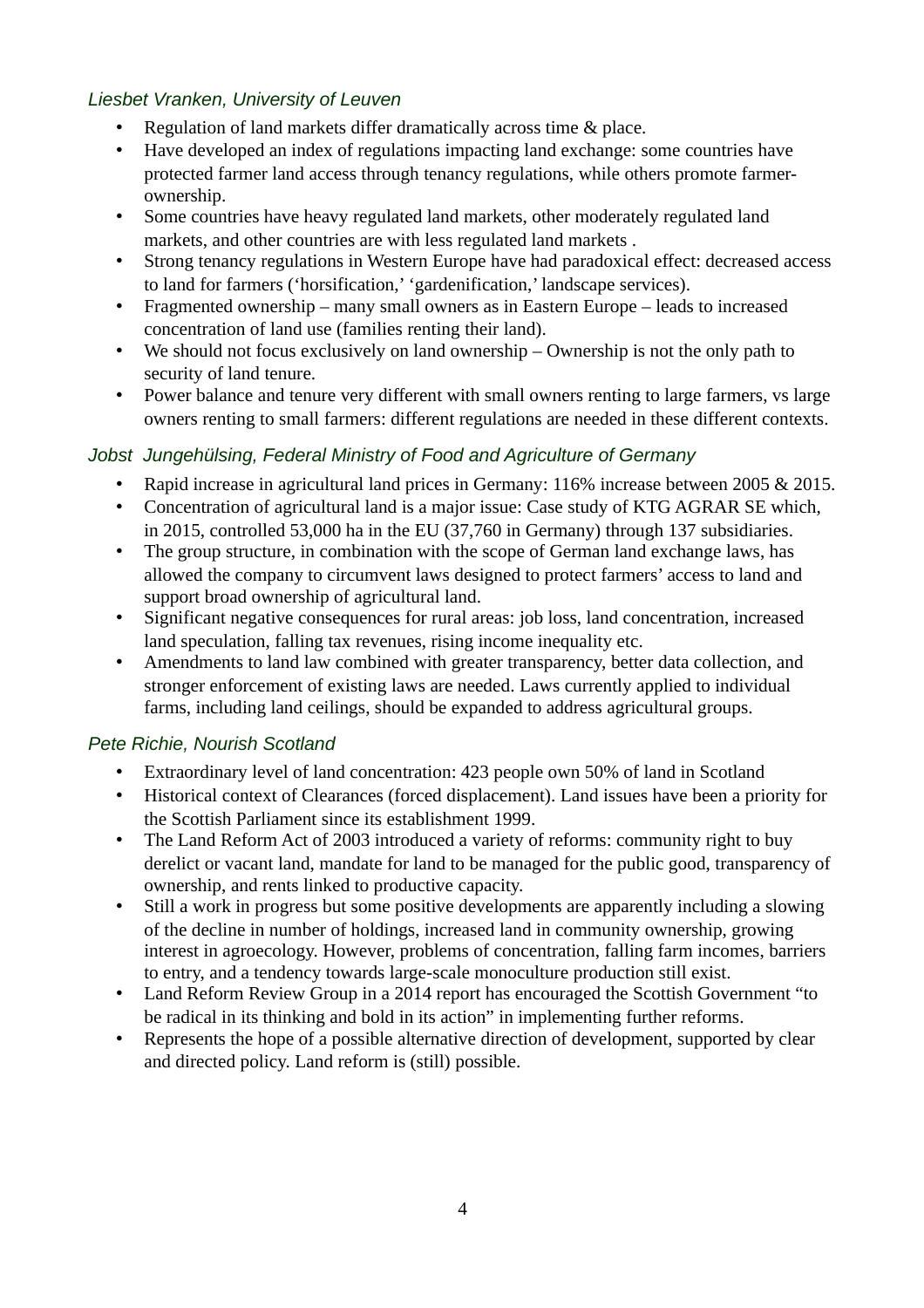*Liesbet Vranken, University of Leuven*

- Regulation of land markets differ dramatically across time & place.
- Have developed an index of regulations impacting land exchange: some countries have protected farmer land access through tenancy regulations, while others promote farmer-ownership.
- Some countries have heavy regulated land markets, other moderately regulated land markets, and other countries are with less regulated land markets .
- Strong tenancy regulations in Western Europe have had paradoxical effect: decreased access to land for farmers ('horsification,' 'gardenification,' landscape services).
- Fragmented ownership – many small owners as in Eastern Europe – leads to increased concentration of land use (families renting their land).
- We should not focus exclusively on land ownership – Ownership is not the only path to security of land tenure.
- Power balance and tenure very different with small owners renting to large farmers, vs large owners renting to small farmers: different regulations are needed in these different contexts.

*Jobst Jungehülsing, Federal Ministry of Food and Agriculture of Germany*

- Rapid increase in agricultural land prices in Germany: 116% increase between 2005 & 2015.
- Concentration of agricultural land is a major issue: Case study of KTG AGRAR SE which, in 2015, controlled 53,000 ha in the EU (37,760 in Germany) through 137 subsidiaries.
- The group structure, in combination with the scope of German land exchange laws, has allowed the company to circumvent laws designed to protect farmers' access to land and support broad ownership of agricultural land.
- Significant negative consequences for rural areas: job loss, land concentration, increased land speculation, falling tax revenues, rising income inequality etc.
- Amendments to land law combined with greater transparency, better data collection, and stronger enforcement of existing laws are needed. Laws currently applied to individual farms, including land ceilings, should be expanded to address agricultural groups.

*Pete Richie, Nourish Scotland*

- Extraordinary level of land concentration: 423 people own 50% of land in Scotland
- Historical context of Clearances (forced displacement). Land issues have been a priority for the Scottish Parliament since its establishment 1999.
- The Land Reform Act of 2003 introduced a variety of reforms: community right to buy derelict or vacant land, mandate for land to be managed for the public good, transparency of ownership, and rents linked to productive capacity.
- Still a work in progress but some positive developments are apparently including a slowing of the decline in number of holdings, increased land in community ownership, growing interest in agroecology. However, problems of concentration, falling farm incomes, barriers to entry, and a tendency towards large-scale monoculture production still exist.
- Land Reform Review Group in a 2014 report has encouraged the Scottish Government "to be radical in its thinking and bold in its action" in implementing further reforms.
- Represents the hope of a possible alternative direction of development, supported by clear and directed policy. Land reform is (still) possible.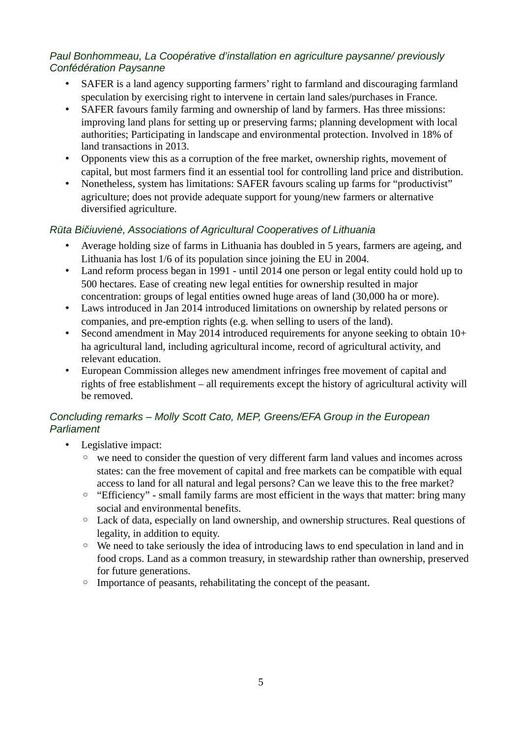*Paul Bonhommeau, La Coopérative d'installation en agriculture paysanne/ previously Confédération Paysanne*

- SAFER is a land agency supporting farmers' right to farmland and discouraging farmland speculation by exercising right to intervene in certain land sales/purchases in France.
- SAFER favours family farming and ownership of land by farmers. Has three missions: improving land plans for setting up or preserving farms; planning development with local authorities; Participating in landscape and environmental protection. Involved in 18% of land transactions in 2013.
- Opponents view this as a corruption of the free market, ownership rights, movement of capital, but most farmers find it an essential tool for controlling land price and distribution.
- Nonetheless, system has limitations: SAFER favours scaling up farms for "productivist" agriculture; does not provide adequate support for young/new farmers or alternative diversified agriculture.

*Rūta Bičiuvienė, Associations of Agricultural Cooperatives of Lithuania*

- Average holding size of farms in Lithuania has doubled in 5 years, farmers are ageing, and Lithuania has lost 1/6 of its population since joining the EU in 2004.
- Land reform process began in 1991 - until 2014 one person or legal entity could hold up to 500 hectares. Ease of creating new legal entities for ownership resulted in major concentration: groups of legal entities owned huge areas of land (30,000 ha or more).
- Laws introduced in Jan 2014 introduced limitations on ownership by related persons or companies, and pre-emption rights (e.g. when selling to users of the land).
- Second amendment in May 2014 introduced requirements for anyone seeking to obtain 10+ ha agricultural land, including agricultural income, record of agricultural activity, and relevant education.
- European Commission alleges new amendment infringes free movement of capital and rights of free establishment – all requirements except the history of agricultural activity will be removed.

*Concluding remarks – Molly Scott Cato, MEP, Greens/EFA Group in the European Parliament*

- Legislative impact:
  - we need to consider the question of very different farm land values and incomes across states: can the free movement of capital and free markets can be compatible with equal access to land for all natural and legal persons? Can we leave this to the free market?
  - "Efficiency" - small family farms are most efficient in the ways that matter: bring many social and environmental benefits.
  - Lack of data, especially on land ownership, and ownership structures. Real questions of legality, in addition to equity.
  - We need to take seriously the idea of introducing laws to end speculation in land and in food crops. Land as a common treasury, in stewardship rather than ownership, preserved for future generations.
  - Importance of peasants, rehabilitating the concept of the peasant.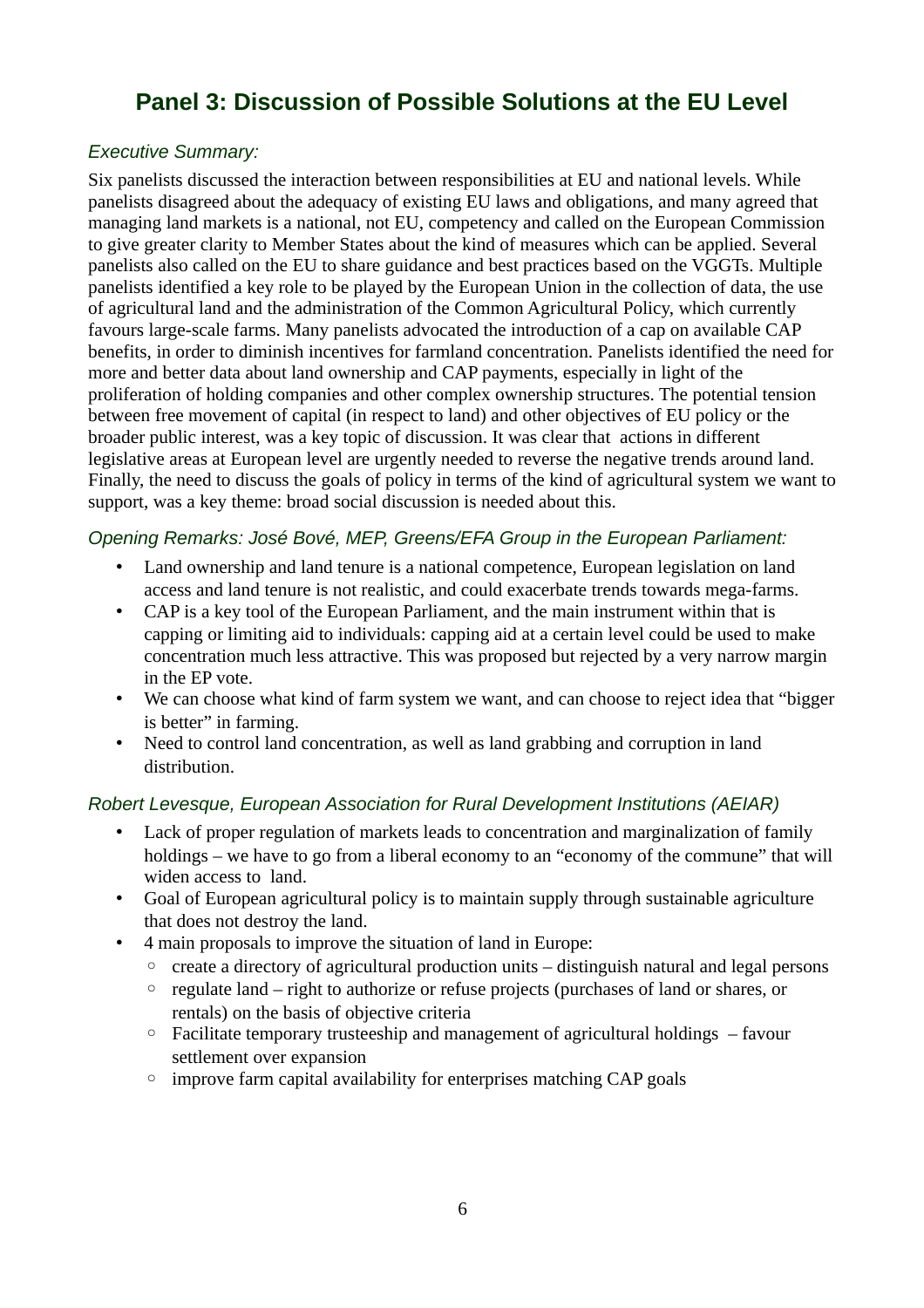## Panel 3: Discussion of Possible Solutions at the EU Level

*Executive Summary:*

Six panelists discussed the interaction between responsibilities at EU and national levels. While panelists disagreed about the adequacy of existing EU laws and obligations, and many agreed that managing land markets is a national, not EU, competency and called on the European Commission to give greater clarity to Member States about the kind of measures which can be applied. Several panelists also called on the EU to share guidance and best practices based on the VGGTs. Multiple panelists identified a key role to be played by the European Union in the collection of data, the use of agricultural land and the administration of the Common Agricultural Policy, which currently favours large-scale farms. Many panelists advocated the introduction of a cap on available CAP benefits, in order to diminish incentives for farmland concentration. Panelists identified the need for more and better data about land ownership and CAP payments, especially in light of the proliferation of holding companies and other complex ownership structures. The potential tension between free movement of capital (in respect to land) and other objectives of EU policy or the broader public interest, was a key topic of discussion. It was clear that actions in different legislative areas at European level are urgently needed to reverse the negative trends around land. Finally, the need to discuss the goals of policy in terms of the kind of agricultural system we want to support, was a key theme: broad social discussion is needed about this.

*Opening Remarks: José Bové, MEP, Greens/EFA Group in the European Parliament:*

- Land ownership and land tenure is a national competence, European legislation on land access and land tenure is not realistic, and could exacerbate trends towards mega-farms.
- CAP is a key tool of the European Parliament, and the main instrument within that is capping or limiting aid to individuals: capping aid at a certain level could be used to make concentration much less attractive. This was proposed but rejected by a very narrow margin in the EP vote.
- We can choose what kind of farm system we want, and can choose to reject idea that "bigger is better" in farming.
- Need to control land concentration, as well as land grabbing and corruption in land distribution.

*Robert Levesque, European Association for Rural Development Institutions (AEIAR)*

- Lack of proper regulation of markets leads to concentration and marginalization of family holdings – we have to go from a liberal economy to an "economy of the commune" that will widen access to land.
- Goal of European agricultural policy is to maintain supply through sustainable agriculture that does not destroy the land.
- 4 main proposals to improve the situation of land in Europe:
  - create a directory of agricultural production units – distinguish natural and legal persons
  - regulate land – right to authorize or refuse projects (purchases of land or shares, or rentals) on the basis of objective criteria
  - Facilitate temporary trusteeship and management of agricultural holdings – favour settlement over expansion
  - improve farm capital availability for enterprises matching CAP goals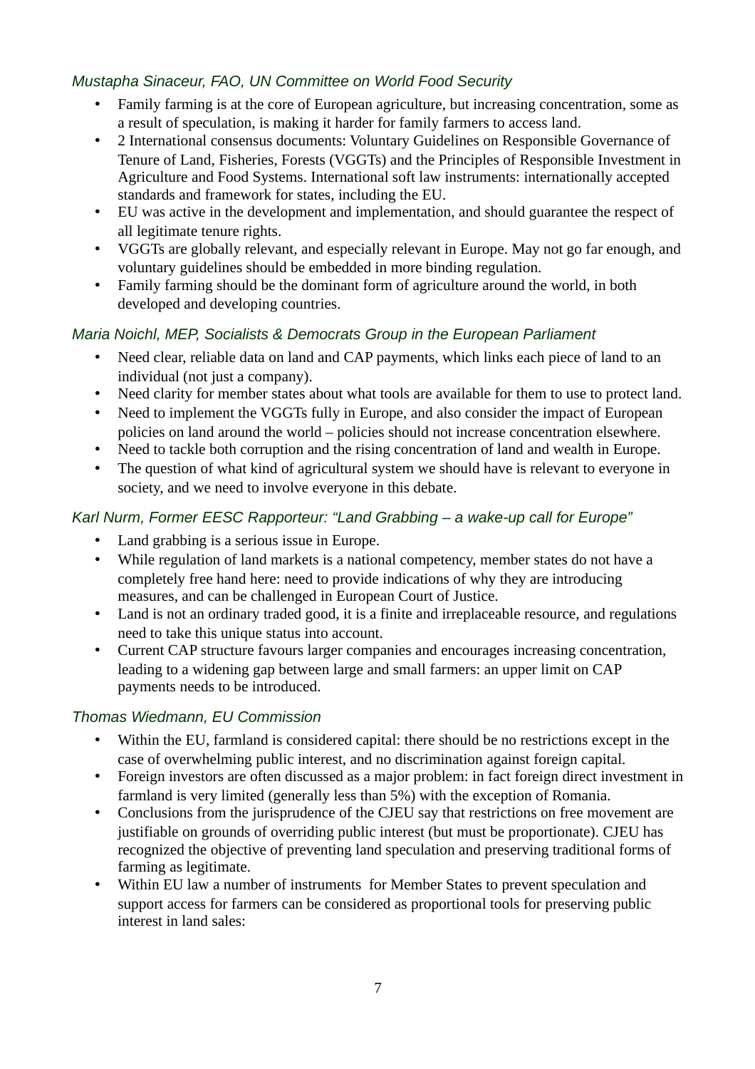*Mustapha Sinaceur, FAO, UN Committee on World Food Security*

- Family farming is at the core of European agriculture, but increasing concentration, some as a result of speculation, is making it harder for family farmers to access land.
- 2 International consensus documents: Voluntary Guidelines on Responsible Governance of Tenure of Land, Fisheries, Forests (VGGTs) and the Principles of Responsible Investment in Agriculture and Food Systems. International soft law instruments: internationally accepted standards and framework for states, including the EU.
- EU was active in the development and implementation, and should guarantee the respect of all legitimate tenure rights.
- VGGTs are globally relevant, and especially relevant in Europe. May not go far enough, and voluntary guidelines should be embedded in more binding regulation.
- Family farming should be the dominant form of agriculture around the world, in both developed and developing countries.

*Maria Noichl, MEP, Socialists & Democrats Group in the European Parliament*

- Need clear, reliable data on land and CAP payments, which links each piece of land to an individual (not just a company).
- Need clarity for member states about what tools are available for them to use to protect land.
- Need to implement the VGGTs fully in Europe, and also consider the impact of European policies on land around the world – policies should not increase concentration elsewhere.
- Need to tackle both corruption and the rising concentration of land and wealth in Europe.
- The question of what kind of agricultural system we should have is relevant to everyone in society, and we need to involve everyone in this debate.

*Karl Nurm, Former EESC Rapporteur: "Land Grabbing – a wake-up call for Europe"*

- Land grabbing is a serious issue in Europe.
- While regulation of land markets is a national competency, member states do not have a completely free hand here: need to provide indications of why they are introducing measures, and can be challenged in European Court of Justice.
- Land is not an ordinary traded good, it is a finite and irreplaceable resource, and regulations need to take this unique status into account.
- Current CAP structure favours larger companies and encourages increasing concentration, leading to a widening gap between large and small farmers: an upper limit on CAP payments needs to be introduced.

*Thomas Wiedmann, EU Commission*

- Within the EU, farmland is considered capital: there should be no restrictions except in the case of overwhelming public interest, and no discrimination against foreign capital.
- Foreign investors are often discussed as a major problem: in fact foreign direct investment in farmland is very limited (generally less than 5%) with the exception of Romania.
- Conclusions from the jurisprudence of the CJEU say that restrictions on free movement are justifiable on grounds of overriding public interest (but must be proportionate). CJEU has recognized the objective of preventing land speculation and preserving traditional forms of farming as legitimate.
- Within EU law a number of instruments for Member States to prevent speculation and support access for farmers can be considered as proportional tools for preserving public interest in land sales: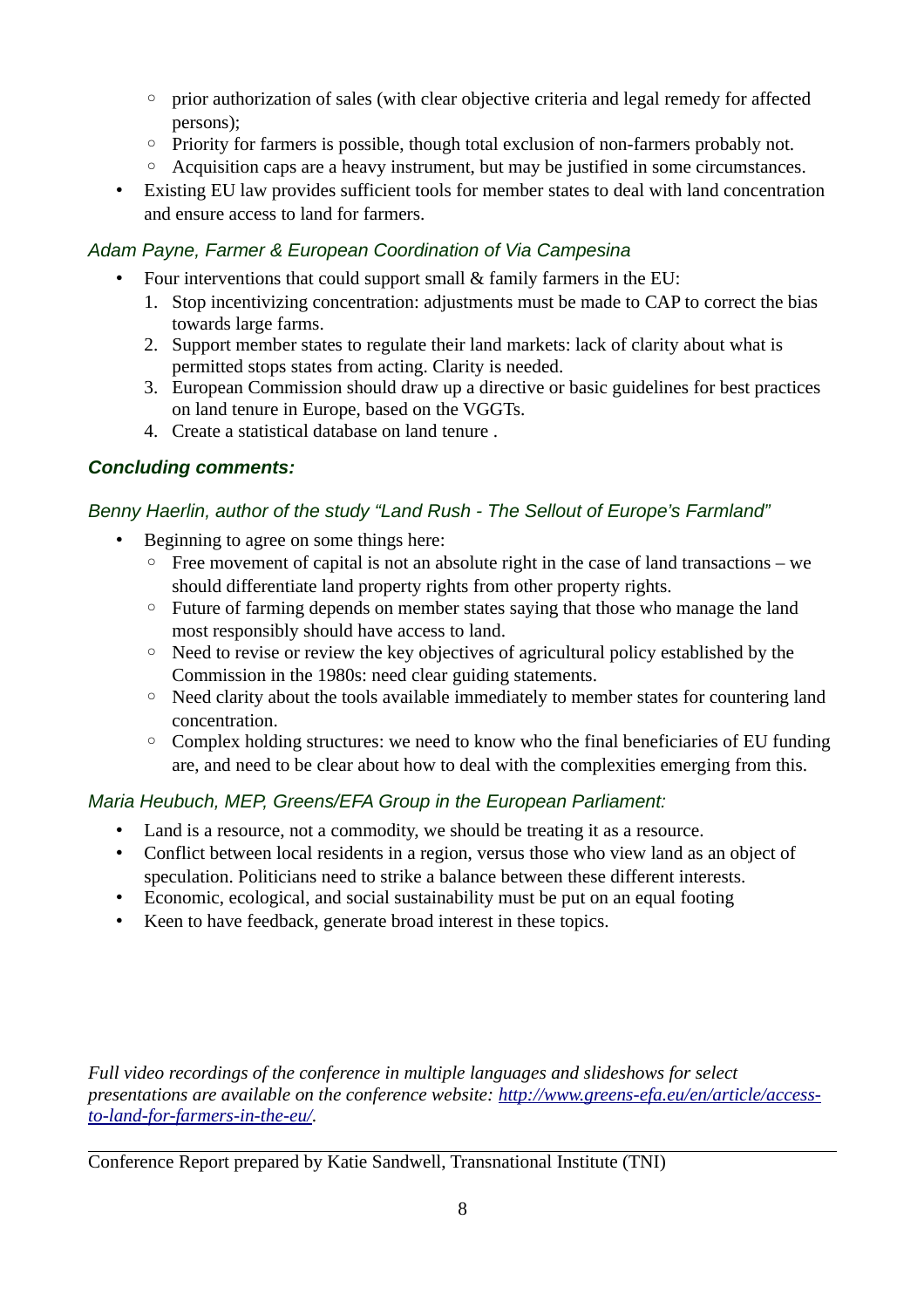- prior authorization of sales (with clear objective criteria and legal remedy for affected persons);
  - Priority for farmers is possible, though total exclusion of non-farmers probably not.
  - Acquisition caps are a heavy instrument, but may be justified in some circumstances.
- Existing EU law provides sufficient tools for member states to deal with land concentration and ensure access to land for farmers.

*Adam Payne, Farmer & European Coordination of Via Campesina*

- Four interventions that could support small & family farmers in the EU:
  1. Stop incentivizing concentration: adjustments must be made to CAP to correct the bias towards large farms.
  2. Support member states to regulate their land markets: lack of clarity about what is permitted stops states from acting. Clarity is needed.
  3. European Commission should draw up a directive or basic guidelines for best practices on land tenure in Europe, based on the VGGTs.
  4. Create a statistical database on land tenure .

***Concluding comments:***

*Benny Haerlin, author of the study "Land Rush - The Sellout of Europe's Farmland"*

- Beginning to agree on some things here:
  - Free movement of capital is not an absolute right in the case of land transactions – we should differentiate land property rights from other property rights.
  - Future of farming depends on member states saying that those who manage the land most responsibly should have access to land.
  - Need to revise or review the key objectives of agricultural policy established by the Commission in the 1980s: need clear guiding statements.
  - Need clarity about the tools available immediately to member states for countering land concentration.
  - Complex holding structures: we need to know who the final beneficiaries of EU funding are, and need to be clear about how to deal with the complexities emerging from this.

*Maria Heubuch, MEP, Greens/EFA Group in the European Parliament:*

- Land is a resource, not a commodity, we should be treating it as a resource.
- Conflict between local residents in a region, versus those who view land as an object of speculation. Politicians need to strike a balance between these different interests.
- Economic, ecological, and social sustainability must be put on an equal footing
- Keen to have feedback, generate broad interest in these topics.

*Full video recordings of the conference in multiple languages and slideshows for select presentations are available on the conference website: [http://www.greens-efa.eu/en/article/access-to-land-for-farmers-in-the-eu/](http://www.greens-efa.eu/en/article/access-to-land-for-farmers-in-the-eu/).*

Conference Report prepared by Katie Sandwell, Transnational Institute (TNI)